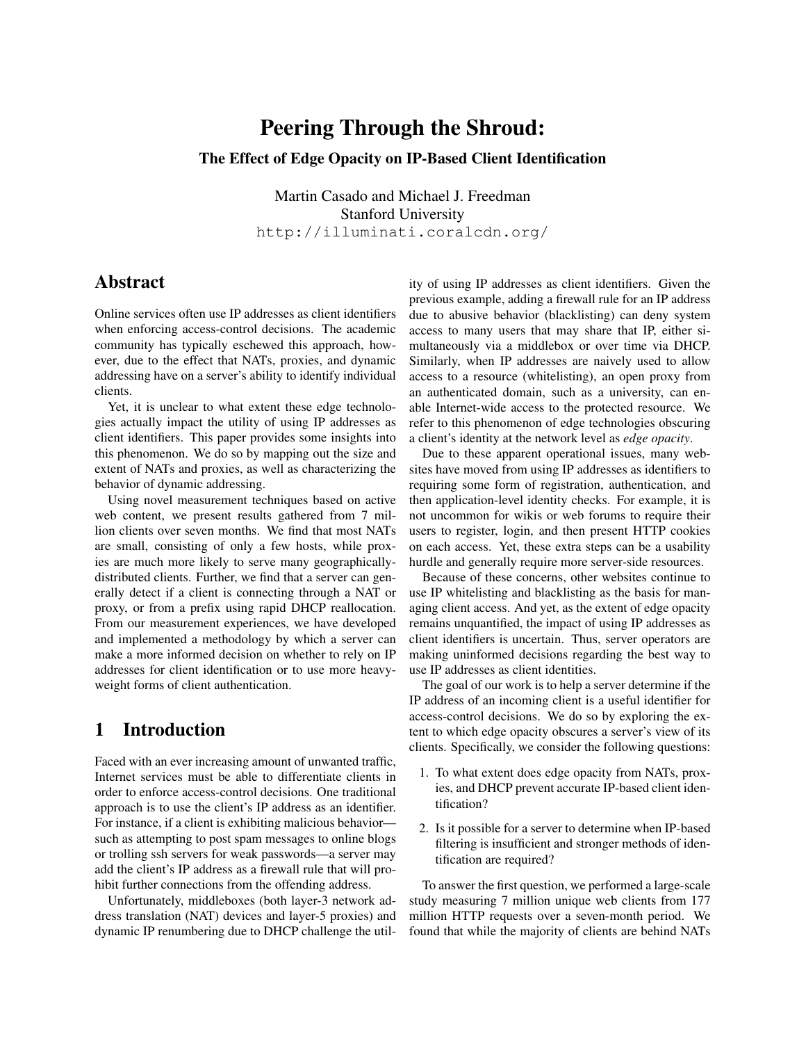# Peering Through the Shroud:

## The Effect of Edge Opacity on IP-Based Client Identification

Martin Casado and Michael J. Freedman
Stanford University
http://illuminati.coralcdn.org/

## Abstract

Online services often use IP addresses as client identifiers when enforcing access-control decisions. The academic community has typically eschewed this approach, however, due to the effect that NATs, proxies, and dynamic addressing have on a server's ability to identify individual clients.

Yet, it is unclear to what extent these edge technologies actually impact the utility of using IP addresses as client identifiers. This paper provides some insights into this phenomenon. We do so by mapping out the size and extent of NATs and proxies, as well as characterizing the behavior of dynamic addressing.

Using novel measurement techniques based on active web content, we present results gathered from 7 million clients over seven months. We find that most NATs are small, consisting of only a few hosts, while proxies are much more likely to serve many geographically-distributed clients. Further, we find that a server can generally detect if a client is connecting through a NAT or proxy, or from a prefix using rapid DHCP reallocation. From our measurement experiences, we have developed and implemented a methodology by which a server can make a more informed decision on whether to rely on IP addresses for client identification or to use more heavyweight forms of client authentication.

## 1 Introduction

Faced with an ever increasing amount of unwanted traffic, Internet services must be able to differentiate clients in order to enforce access-control decisions. One traditional approach is to use the client's IP address as an identifier. For instance, if a client is exhibiting malicious behavior—such as attempting to post spam messages to online blogs or trolling ssh servers for weak passwords—a server may add the client's IP address as a firewall rule that will prohibit further connections from the offending address.

Unfortunately, middleboxes (both layer-3 network address translation (NAT) devices and layer-5 proxies) and dynamic IP renumbering due to DHCP challenge the utility of using IP addresses as client identifiers. Given the previous example, adding a firewall rule for an IP address due to abusive behavior (blacklisting) can deny system access to many users that may share that IP, either simultaneously via a middlebox or over time via DHCP. Similarly, when IP addresses are naively used to allow access to a resource (whitelisting), an open proxy from an authenticated domain, such as a university, can enable Internet-wide access to the protected resource. We refer to this phenomenon of edge technologies obscuring a client's identity at the network level as *edge opacity*.

Due to these apparent operational issues, many websites have moved from using IP addresses as identifiers to requiring some form of registration, authentication, and then application-level identity checks. For example, it is not uncommon for wikis or web forums to require their users to register, login, and then present HTTP cookies on each access. Yet, these extra steps can be a usability hurdle and generally require more server-side resources.

Because of these concerns, other websites continue to use IP whitelisting and blacklisting as the basis for managing client access. And yet, as the extent of edge opacity remains unquantified, the impact of using IP addresses as client identifiers is uncertain. Thus, server operators are making uninformed decisions regarding the best way to use IP addresses as client identities.

The goal of our work is to help a server determine if the IP address of an incoming client is a useful identifier for access-control decisions. We do so by exploring the extent to which edge opacity obscures a server's view of its clients. Specifically, we consider the following questions:

1. To what extent does edge opacity from NATs, proxies, and DHCP prevent accurate IP-based client identification?
2. Is it possible for a server to determine when IP-based filtering is insufficient and stronger methods of identification are required?

To answer the first question, we performed a large-scale study measuring 7 million unique web clients from 177 million HTTP requests over a seven-month period. We found that while the majority of clients are behind NATs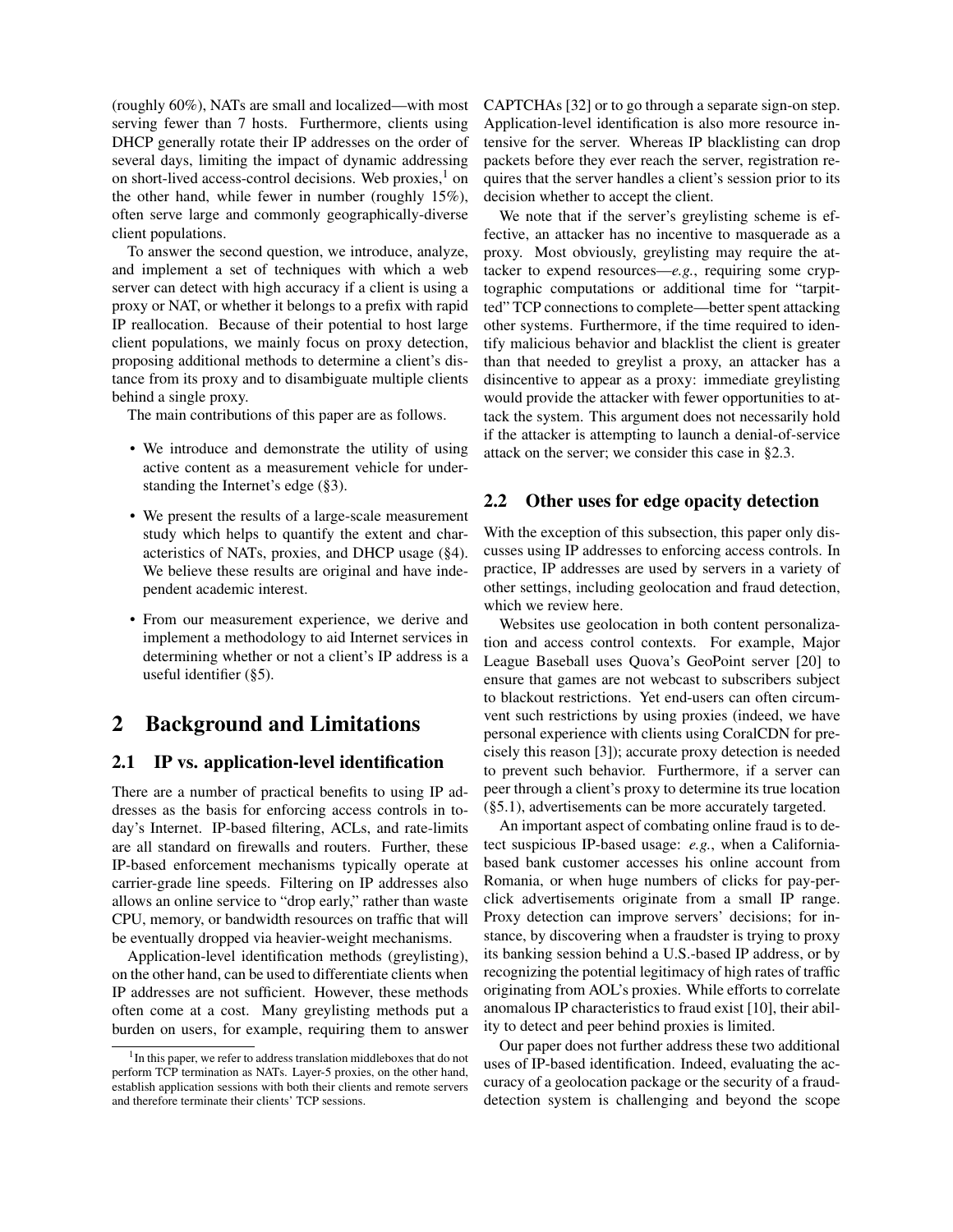(roughly 60%), NATs are small and localized—with most serving fewer than 7 hosts. Furthermore, clients using DHCP generally rotate their IP addresses on the order of several days, limiting the impact of dynamic addressing on short-lived access-control decisions. Web proxies,[1] on the other hand, while fewer in number (roughly 15%), often serve large and commonly geographically-diverse client populations.

To answer the second question, we introduce, analyze, and implement a set of techniques with which a web server can detect with high accuracy if a client is using a proxy or NAT, or whether it belongs to a prefix with rapid IP reallocation. Because of their potential to host large client populations, we mainly focus on proxy detection, proposing additional methods to determine a client's distance from its proxy and to disambiguate multiple clients behind a single proxy.

The main contributions of this paper are as follows.

- We introduce and demonstrate the utility of using active content as a measurement vehicle for understanding the Internet's edge (§3).
- We present the results of a large-scale measurement study which helps to quantify the extent and characteristics of NATs, proxies, and DHCP usage (§4). We believe these results are original and have independent academic interest.
- From our measurement experience, we derive and implement a methodology to aid Internet services in determining whether or not a client's IP address is a useful identifier (§5).

# 2 Background and Limitations

## 2.1 IP vs. application-level identification

There are a number of practical benefits to using IP addresses as the basis for enforcing access controls in today's Internet. IP-based filtering, ACLs, and rate-limits are all standard on firewalls and routers. Further, these IP-based enforcement mechanisms typically operate at carrier-grade line speeds. Filtering on IP addresses also allows an online service to "drop early," rather than waste CPU, memory, or bandwidth resources on traffic that will be eventually dropped via heavier-weight mechanisms.

Application-level identification methods (greylisting), on the other hand, can be used to differentiate clients when IP addresses are not sufficient. However, these methods often come at a cost. Many greylisting methods put a burden on users, for example, requiring them to answer CAPTCHAs [32] or to go through a separate sign-on step. Application-level identification is also more resource intensive for the server. Whereas IP blacklisting can drop packets before they ever reach the server, registration requires that the server handles a client's session prior to its decision whether to accept the client.

We note that if the server's greylisting scheme is effective, an attacker has no incentive to masquerade as a proxy. Most obviously, greylisting may require the attacker to expend resources—*e.g.*, requiring some cryptographic computations or additional time for "tarpitted" TCP connections to complete—better spent attacking other systems. Furthermore, if the time required to identify malicious behavior and blacklist the client is greater than that needed to greylist a proxy, an attacker has a disincentive to appear as a proxy: immediate greylisting would provide the attacker with fewer opportunities to attack the system. This argument does not necessarily hold if the attacker is attempting to launch a denial-of-service attack on the server; we consider this case in §2.3.

## 2.2 Other uses for edge opacity detection

With the exception of this subsection, this paper only discusses using IP addresses to enforcing access controls. In practice, IP addresses are used by servers in a variety of other settings, including geolocation and fraud detection, which we review here.

Websites use geolocation in both content personalization and access control contexts. For example, Major League Baseball uses Quova's GeoPoint server [20] to ensure that games are not webcast to subscribers subject to blackout restrictions. Yet end-users can often circumvent such restrictions by using proxies (indeed, we have personal experience with clients using CoralCDN for precisely this reason [3]); accurate proxy detection is needed to prevent such behavior. Furthermore, if a server can peer through a client's proxy to determine its true location (§5.1), advertisements can be more accurately targeted.

An important aspect of combating online fraud is to detect suspicious IP-based usage: *e.g.*, when a California-based bank customer accesses his online account from Romania, or when huge numbers of clicks for pay-per-click advertisements originate from a small IP range. Proxy detection can improve servers' decisions; for instance, by discovering when a fraudster is trying to proxy its banking session behind a U.S.-based IP address, or by recognizing the potential legitimacy of high rates of traffic originating from AOL's proxies. While efforts to correlate anomalous IP characteristics to fraud exist [10], their ability to detect and peer behind proxies is limited.

Our paper does not further address these two additional uses of IP-based identification. Indeed, evaluating the accuracy of a geolocation package or the security of a fraud-detection system is challenging and beyond the scope

[1] In this paper, we refer to address translation middleboxes that do not perform TCP termination as NATs. Layer-5 proxies, on the other hand, establish application sessions with both their clients and remote servers and therefore terminate their clients' TCP sessions.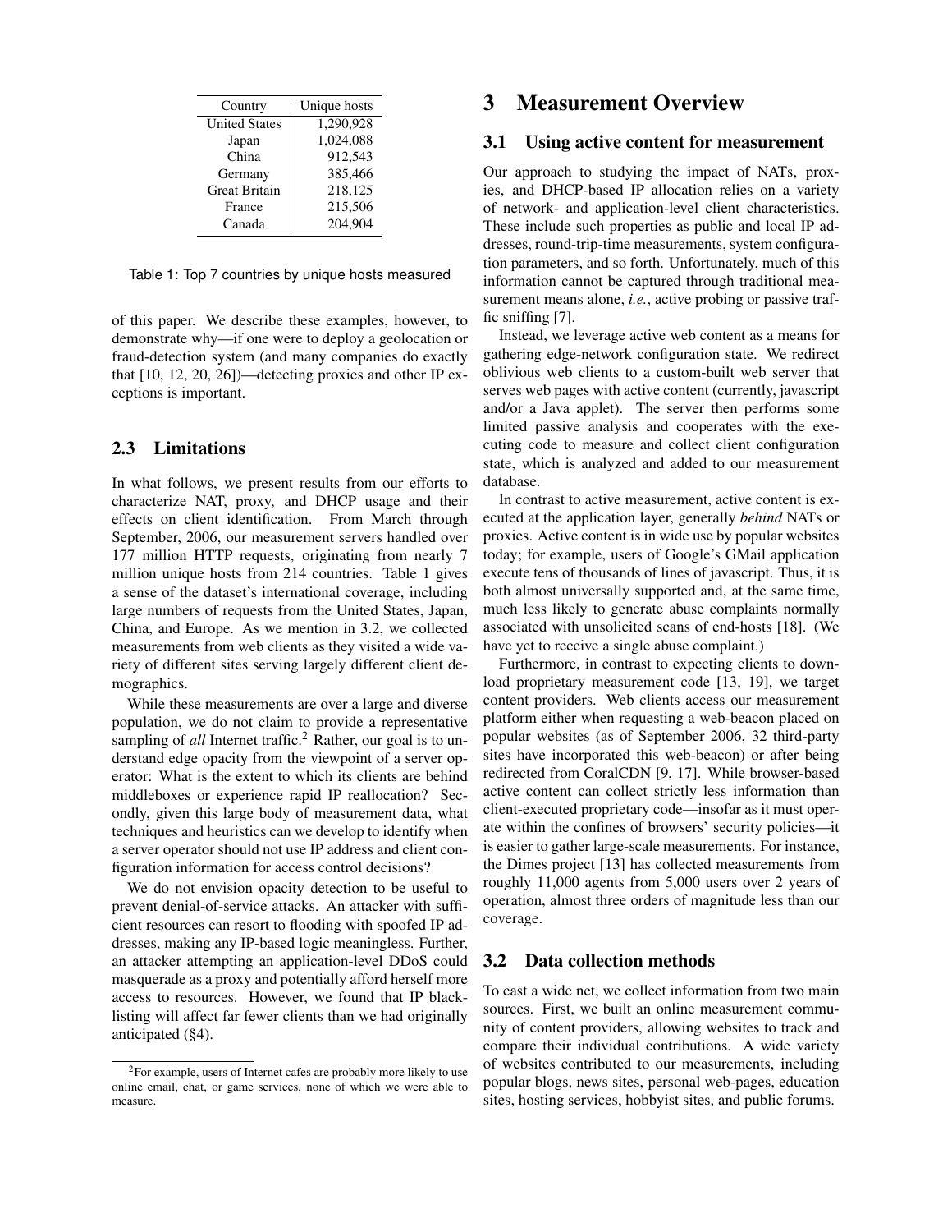| Country | Unique hosts |
| --- | --- |
| United States | 1,290,928 |
| Japan | 1,024,088 |
| China | 912,543 |
| Germany | 385,466 |
| Great Britain | 218,125 |
| France | 215,506 |
| Canada | 204,904 |

Table 1: Top 7 countries by unique hosts measured

of this paper. We describe these examples, however, to demonstrate why—if one were to deploy a geolocation or fraud-detection system (and many companies do exactly that [10, 12, 20, 26])—detecting proxies and other IP exceptions is important.

## 2.3 Limitations

In what follows, we present results from our efforts to characterize NAT, proxy, and DHCP usage and their effects on client identification. From March through September, 2006, our measurement servers handled over 177 million HTTP requests, originating from nearly 7 million unique hosts from 214 countries. Table 1 gives a sense of the dataset's international coverage, including large numbers of requests from the United States, Japan, China, and Europe. As we mention in 3.2, we collected measurements from web clients as they visited a wide variety of different sites serving largely different client demographics.

While these measurements are over a large and diverse population, we do not claim to provide a representative sampling of *all* Internet traffic.[2] Rather, our goal is to understand edge opacity from the viewpoint of a server operator: What is the extent to which its clients are behind middleboxes or experience rapid IP reallocation? Secondly, given this large body of measurement data, what techniques and heuristics can we develop to identify when a server operator should not use IP address and client configuration information for access control decisions?

We do not envision opacity detection to be useful to prevent denial-of-service attacks. An attacker with sufficient resources can resort to flooding with spoofed IP addresses, making any IP-based logic meaningless. Further, an attacker attempting an application-level DDoS could masquerade as a proxy and potentially afford herself more access to resources. However, we found that IP blacklisting will affect far fewer clients than we had originally anticipated (§4).

[2]For example, users of Internet cafes are probably more likely to use online email, chat, or game services, none of which we were able to measure.

# 3 Measurement Overview

## 3.1 Using active content for measurement

Our approach to studying the impact of NATs, proxies, and DHCP-based IP allocation relies on a variety of network- and application-level client characteristics. These include such properties as public and local IP addresses, round-trip-time measurements, system configuration parameters, and so forth. Unfortunately, much of this information cannot be captured through traditional measurement means alone, *i.e.*, active probing or passive traffic sniffing [7].

Instead, we leverage active web content as a means for gathering edge-network configuration state. We redirect oblivious web clients to a custom-built web server that serves web pages with active content (currently, javascript and/or a Java applet). The server then performs some limited passive analysis and cooperates with the executing code to measure and collect client configuration state, which is analyzed and added to our measurement database.

In contrast to active measurement, active content is executed at the application layer, generally *behind* NATs or proxies. Active content is in wide use by popular websites today; for example, users of Google's GMail application execute tens of thousands of lines of javascript. Thus, it is both almost universally supported and, at the same time, much less likely to generate abuse complaints normally associated with unsolicited scans of end-hosts [18]. (We have yet to receive a single abuse complaint.)

Furthermore, in contrast to expecting clients to download proprietary measurement code [13, 19], we target content providers. Web clients access our measurement platform either when requesting a web-beacon placed on popular websites (as of September 2006, 32 third-party sites have incorporated this web-beacon) or after being redirected from CoralCDN [9, 17]. While browser-based active content can collect strictly less information than client-executed proprietary code—insofar as it must operate within the confines of browsers' security policies—it is easier to gather large-scale measurements. For instance, the Dimes project [13] has collected measurements from roughly 11,000 agents from 5,000 users over 2 years of operation, almost three orders of magnitude less than our coverage.

## 3.2 Data collection methods

To cast a wide net, we collect information from two main sources. First, we built an online measurement community of content providers, allowing websites to track and compare their individual contributions. A wide variety of websites contributed to our measurements, including popular blogs, news sites, personal web-pages, education sites, hosting services, hobbyist sites, and public forums.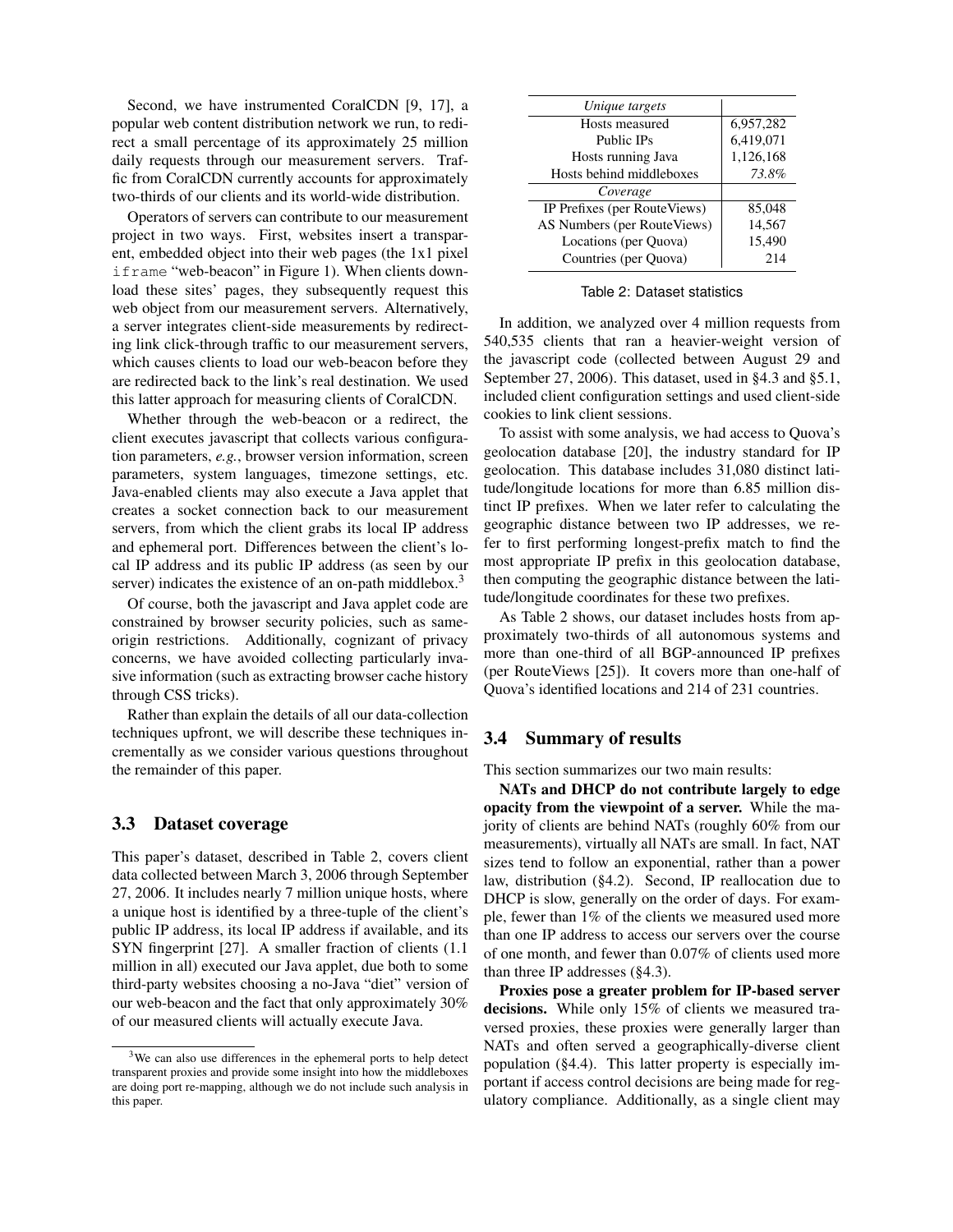Second, we have instrumented CoralCDN [9, 17], a popular web content distribution network we run, to redirect a small percentage of its approximately 25 million daily requests through our measurement servers. Traffic from CoralCDN currently accounts for approximately two-thirds of our clients and its world-wide distribution.

Operators of servers can contribute to our measurement project in two ways. First, websites insert a transparent, embedded object into their web pages (the 1x1 pixel `iframe` "web-beacon" in Figure 1). When clients download these sites' pages, they subsequently request this web object from our measurement servers. Alternatively, a server integrates client-side measurements by redirecting link click-through traffic to our measurement servers, which causes clients to load our web-beacon before they are redirected back to the link's real destination. We used this latter approach for measuring clients of CoralCDN.

Whether through the web-beacon or a redirect, the client executes javascript that collects various configuration parameters, *e.g.*, browser version information, screen parameters, system languages, timezone settings, etc. Java-enabled clients may also execute a Java applet that creates a socket connection back to our measurement servers, from which the client grabs its local IP address and ephemeral port. Differences between the client's local IP address and its public IP address (as seen by our server) indicates the existence of an on-path middlebox.[3]

Of course, both the javascript and Java applet code are constrained by browser security policies, such as same-origin restrictions. Additionally, cognizant of privacy concerns, we have avoided collecting particularly invasive information (such as extracting browser cache history through CSS tricks).

Rather than explain the details of all our data-collection techniques upfront, we will describe these techniques incrementally as we consider various questions throughout the remainder of this paper.

### 3.3 Dataset coverage

This paper's dataset, described in Table 2, covers client data collected between March 3, 2006 through September 27, 2006. It includes nearly 7 million unique hosts, where a unique host is identified by a three-tuple of the client's public IP address, its local IP address if available, and its SYN fingerprint [27]. A smaller fraction of clients (1.1 million in all) executed our Java applet, due both to some third-party websites choosing a no-Java "diet" version of our web-beacon and the fact that only approximately 30% of our measured clients will actually execute Java.

| *Unique targets* | |
|---|---|
| Hosts measured | 6,957,282 |
| Public IPs | 6,419,071 |
| Hosts running Java | 1,126,168 |
| Hosts behind middleboxes | *73.8%* |
| *Coverage* | |
| IP Prefixes (per RouteViews) | 85,048 |
| AS Numbers (per RouteViews) | 14,567 |
| Locations (per Quova) | 15,490 |
| Countries (per Quova) | 214 |

Table 2: Dataset statistics

In addition, we analyzed over 4 million requests from 540,535 clients that ran a heavier-weight version of the javascript code (collected between August 29 and September 27, 2006). This dataset, used in §4.3 and §5.1, included client configuration settings and used client-side cookies to link client sessions.

To assist with some analysis, we had access to Quova's geolocation database [20], the industry standard for IP geolocation. This database includes 31,080 distinct latitude/longitude locations for more than 6.85 million distinct IP prefixes. When we later refer to calculating the geographic distance between two IP addresses, we refer to first performing longest-prefix match to find the most appropriate IP prefix in this geolocation database, then computing the geographic distance between the latitude/longitude coordinates for these two prefixes.

As Table 2 shows, our dataset includes hosts from approximately two-thirds of all autonomous systems and more than one-third of all BGP-announced IP prefixes (per RouteViews [25]). It covers more than one-half of Quova's identified locations and 214 of 231 countries.

### 3.4 Summary of results

This section summarizes our two main results:

**NATs and DHCP do not contribute largely to edge opacity from the viewpoint of a server.** While the majority of clients are behind NATs (roughly 60% from our measurements), virtually all NATs are small. In fact, NAT sizes tend to follow an exponential, rather than a power law, distribution (§4.2). Second, IP reallocation due to DHCP is slow, generally on the order of days. For example, fewer than 1% of the clients we measured used more than one IP address to access our servers over the course of one month, and fewer than 0.07% of clients used more than three IP addresses (§4.3).

**Proxies pose a greater problem for IP-based server decisions.** While only 15% of clients we measured traversed proxies, these proxies were generally larger than NATs and often served a geographically-diverse client population (§4.4). This latter property is especially important if access control decisions are being made for regulatory compliance. Additionally, as a single client may

[3] We can also use differences in the ephemeral ports to help detect transparent proxies and provide some insight into how the middleboxes are doing port re-mapping, although we do not include such analysis in this paper.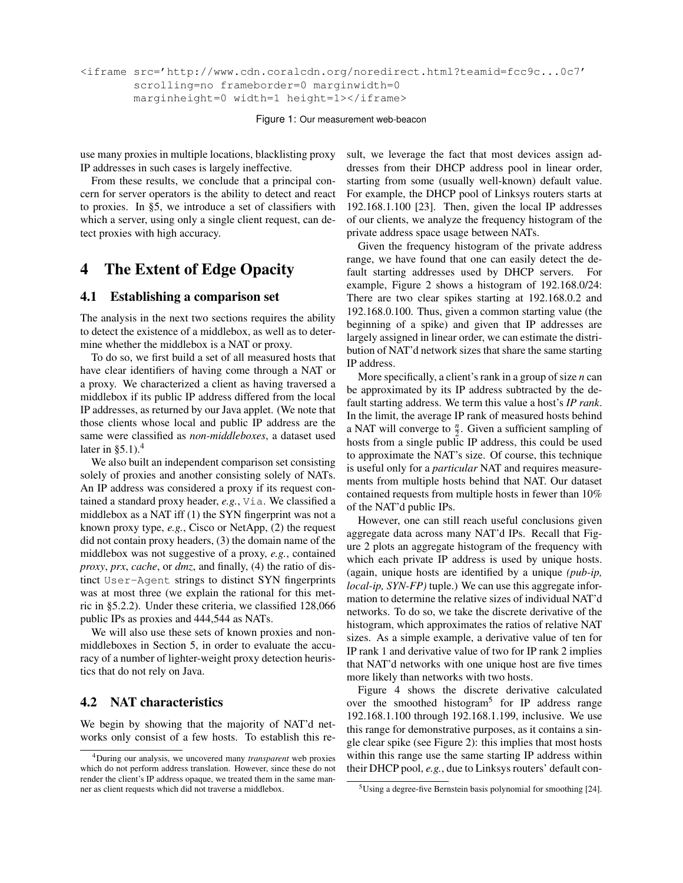```
<iframe src='http://www.cdn.coralcdn.org/noredirect.html?teamid=fcc9c...0c7'
        scrolling=no frameborder=0 marginwidth=0
        marginheight=0 width=1 height=1></iframe>
```

Figure 1: Our measurement web-beacon

use many proxies in multiple locations, blacklisting proxy IP addresses in such cases is largely ineffective.

From these results, we conclude that a principal concern for server operators is the ability to detect and react to proxies. In §5, we introduce a set of classifiers with which a server, using only a single client request, can detect proxies with high accuracy.

# 4 The Extent of Edge Opacity

## 4.1 Establishing a comparison set

The analysis in the next two sections requires the ability to detect the existence of a middlebox, as well as to determine whether the middlebox is a NAT or proxy.

To do so, we first build a set of all measured hosts that have clear identifiers of having come through a NAT or a proxy. We characterized a client as having traversed a middlebox if its public IP address differed from the local IP addresses, as returned by our Java applet. (We note that those clients whose local and public IP address are the same were classified as *non-middleboxes*, a dataset used later in §5.1).[4]

We also built an independent comparison set consisting solely of proxies and another consisting solely of NATs. An IP address was considered a proxy if its request contained a standard proxy header, *e.g.*, `Via`. We classified a middlebox as a NAT iff (1) the SYN fingerprint was not a known proxy type, *e.g.*, Cisco or NetApp, (2) the request did not contain proxy headers, (3) the domain name of the middlebox was not suggestive of a proxy, *e.g.*, contained *proxy*, *prx*, *cache*, or *dmz*, and finally, (4) the ratio of distinct `User-Agent` strings to distinct SYN fingerprints was at most three (we explain the rational for this metric in §5.2.2). Under these criteria, we classified 128,066 public IPs as proxies and 444,544 as NATs.

We will also use these sets of known proxies and non-middleboxes in Section 5, in order to evaluate the accuracy of a number of lighter-weight proxy detection heuristics that do not rely on Java.

## 4.2 NAT characteristics

We begin by showing that the majority of NAT'd networks only consist of a few hosts. To establish this result, we leverage the fact that most devices assign addresses from their DHCP address pool in linear order, starting from some (usually well-known) default value. For example, the DHCP pool of Linksys routers starts at 192.168.1.100 [23]. Then, given the local IP addresses of our clients, we analyze the frequency histogram of the private address space usage between NATs.

Given the frequency histogram of the private address range, we have found that one can easily detect the default starting addresses used by DHCP servers. For example, Figure 2 shows a histogram of 192.168.0/24: There are two clear spikes starting at 192.168.0.2 and 192.168.0.100. Thus, given a common starting value (the beginning of a spike) and given that IP addresses are largely assigned in linear order, we can estimate the distribution of NAT'd network sizes that share the same starting IP address.

More specifically, a client's rank in a group of size $n$ can be approximated by its IP address subtracted by the default starting address. We term this value a host's *IP rank*. In the limit, the average IP rank of measured hosts behind a NAT will converge to $\frac{n}{2}$. Given a sufficient sampling of hosts from a single public IP address, this could be used to approximate the NAT's size. Of course, this technique is useful only for a *particular* NAT and requires measurements from multiple hosts behind that NAT. Our dataset contained requests from multiple hosts in fewer than 10% of the NAT'd public IPs.

However, one can still reach useful conclusions given aggregate data across many NAT'd IPs. Recall that Figure 2 plots an aggregate histogram of the frequency with which each private IP address is used by unique hosts. (again, unique hosts are identified by a unique *(pub-ip, local-ip, SYN-FP)* tuple.) We can use this aggregate information to determine the relative sizes of individual NAT'd networks. To do so, we take the discrete derivative of the histogram, which approximates the ratios of relative NAT sizes. As a simple example, a derivative value of ten for IP rank 1 and derivative value of two for IP rank 2 implies that NAT'd networks with one unique host are five times more likely than networks with two hosts.

Figure 4 shows the discrete derivative calculated over the smoothed histogram[5] for IP address range 192.168.1.100 through 192.168.1.199, inclusive. We use this range for demonstrative purposes, as it contains a single clear spike (see Figure 2): this implies that most hosts within this range use the same starting IP address within their DHCP pool, *e.g.*, due to Linksys routers' default con-

[4] During our analysis, we uncovered many *transparent* web proxies which do not perform address translation. However, since these do not render the client's IP address opaque, we treated them in the same manner as client requests which did not traverse a middlebox.

[5] Using a degree-five Bernstein basis polynomial for smoothing [24].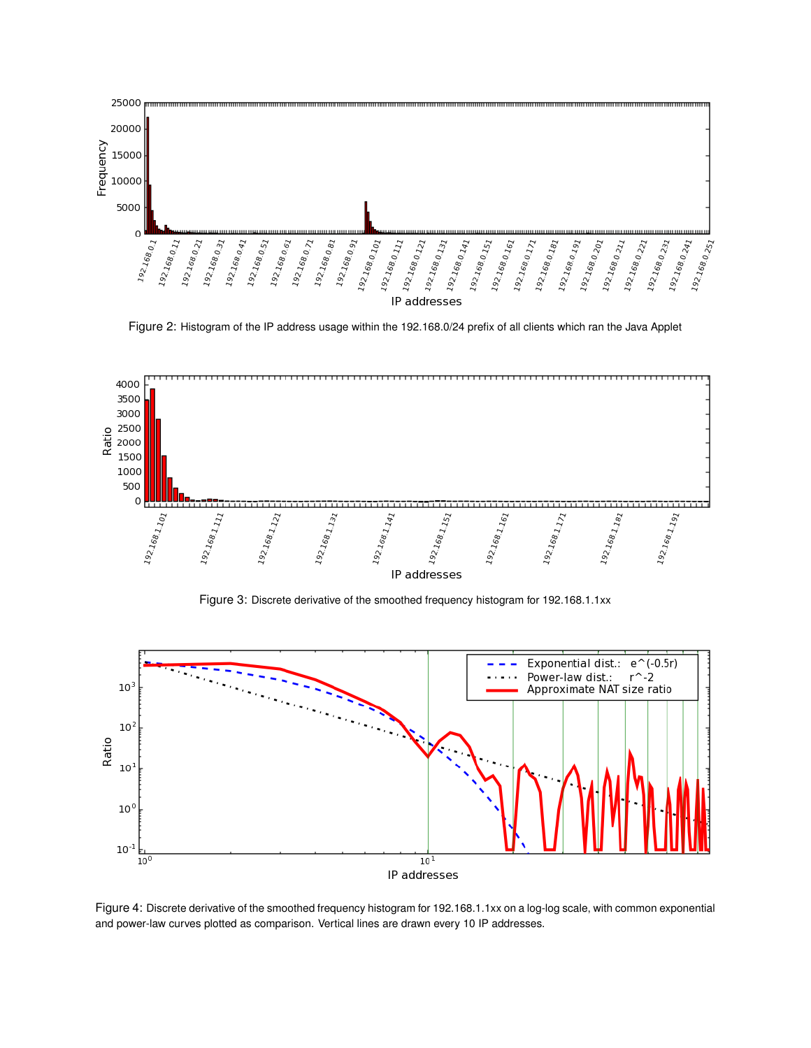Figure 2: Histogram of the IP address usage within the 192.168.0/24 prefix of all clients which ran the Java Applet

Figure 3: Discrete derivative of the smoothed frequency histogram for 192.168.1.1xx

Figure 4: Discrete derivative of the smoothed frequency histogram for 192.168.1.1xx on a log-log scale, with common exponential and power-law curves plotted as comparison. Vertical lines are drawn every 10 IP addresses.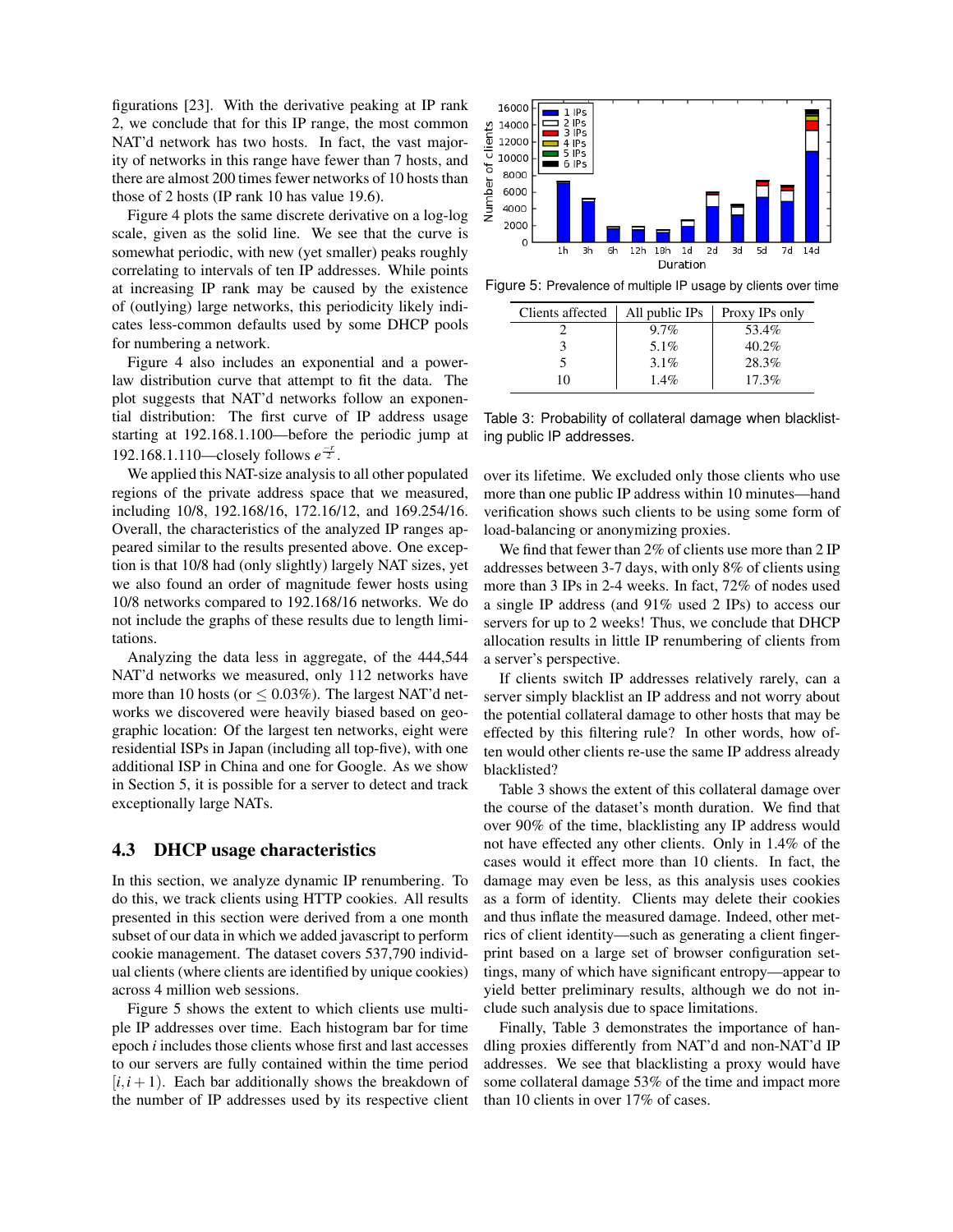figurations [23]. With the derivative peaking at IP rank 2, we conclude that for this IP range, the most common NAT'd network has two hosts. In fact, the vast majority of networks in this range have fewer than 7 hosts, and there are almost 200 times fewer networks of 10 hosts than those of 2 hosts (IP rank 10 has value 19.6).

Figure 4 plots the same discrete derivative on a log-log scale, given as the solid line. We see that the curve is somewhat periodic, with new (yet smaller) peaks roughly correlating to intervals of ten IP addresses. While points at increasing IP rank may be caused by the existence of (outlying) large networks, this periodicity likely indicates less-common defaults used by some DHCP pools for numbering a network.

Figure 4 also includes an exponential and a power-law distribution curve that attempt to fit the data. The plot suggests that NAT'd networks follow an exponential distribution: The first curve of IP address usage starting at 192.168.1.100—before the periodic jump at 192.168.1.110—closely follows $e^{\frac{-r}{2}}$.

We applied this NAT-size analysis to all other populated regions of the private address space that we measured, including 10/8, 192.168/16, 172.16/12, and 169.254/16. Overall, the characteristics of the analyzed IP ranges appeared similar to the results presented above. One exception is that 10/8 had (only slightly) largely NAT sizes, yet we also found an order of magnitude fewer hosts using 10/8 networks compared to 192.168/16 networks. We do not include the graphs of these results due to length limitations.

Analyzing the data less in aggregate, of the 444,544 NAT'd networks we measured, only 112 networks have more than 10 hosts (or $\leq 0.03\%$). The largest NAT'd networks we discovered were heavily biased based on geographic location: Of the largest ten networks, eight were residential ISPs in Japan (including all top-five), with one additional ISP in China and one for Google. As we show in Section 5, it is possible for a server to detect and track exceptionally large NATs.

### 4.3 DHCP usage characteristics

In this section, we analyze dynamic IP renumbering. To do this, we track clients using HTTP cookies. All results presented in this section were derived from a one month subset of our data in which we added javascript to perform cookie management. The dataset covers 537,790 individual clients (where clients are identified by unique cookies) across 4 million web sessions.

Figure 5 shows the extent to which clients use multiple IP addresses over time. Each histogram bar for time epoch $i$ includes those clients whose first and last accesses to our servers are fully contained within the time period $[i, i+1)$. Each bar additionally shows the breakdown of the number of IP addresses used by its respective client over its lifetime. We excluded only those clients who use more than one public IP address within 10 minutes—hand verification shows such clients to be using some form of load-balancing or anonymizing proxies.

Figure 5: Prevalence of multiple IP usage by clients over time

| Clients affected | All public IPs | Proxy IPs only |
|---|---|---|
| 2 | 9.7% | 53.4% |
| 3 | 5.1% | 40.2% |
| 5 | 3.1% | 28.3% |
| 10 | 1.4% | 17.3% |

Table 3: Probability of collateral damage when blacklisting public IP addresses.

We find that fewer than 2% of clients use more than 2 IP addresses between 3-7 days, with only 8% of clients using more than 3 IPs in 2-4 weeks. In fact, 72% of nodes used a single IP address (and 91% used 2 IPs) to access our servers for up to 2 weeks! Thus, we conclude that DHCP allocation results in little IP renumbering of clients from a server's perspective.

If clients switch IP addresses relatively rarely, can a server simply blacklist an IP address and not worry about the potential collateral damage to other hosts that may be effected by this filtering rule? In other words, how often would other clients re-use the same IP address already blacklisted?

Table 3 shows the extent of this collateral damage over the course of the dataset's month duration. We find that over 90% of the time, blacklisting any IP address would not have effected any other clients. Only in 1.4% of the cases would it effect more than 10 clients. In fact, the damage may even be less, as this analysis uses cookies as a form of identity. Clients may delete their cookies and thus inflate the measured damage. Indeed, other metrics of client identity—such as generating a client fingerprint based on a large set of browser configuration settings, many of which have significant entropy—appear to yield better preliminary results, although we do not include such analysis due to space limitations.

Finally, Table 3 demonstrates the importance of handling proxies differently from NAT'd and non-NAT'd IP addresses. We see that blacklisting a proxy would have some collateral damage 53% of the time and impact more than 10 clients in over 17% of cases.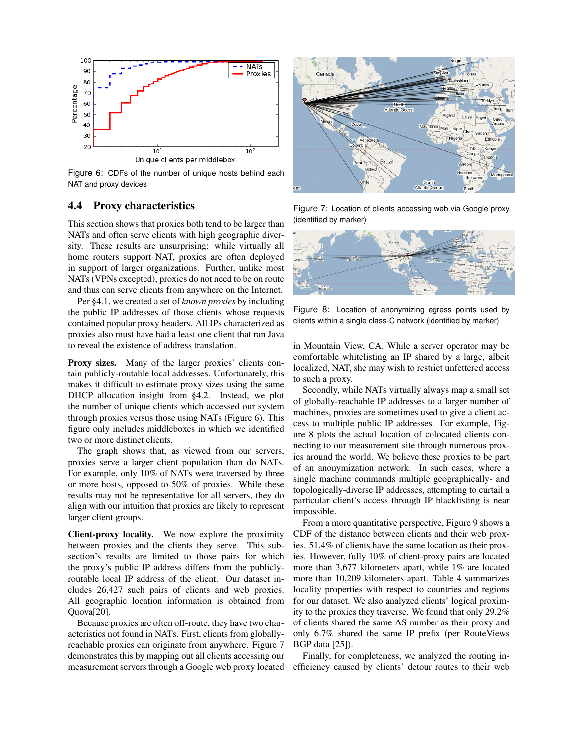Figure 6: CDFs of the number of unique hosts behind each NAT and proxy devices

Figure 7: Location of clients accessing web via Google proxy (identified by marker)

Figure 8: Location of anonymizing egress points used by clients within a single class-C network (identified by marker)

### 4.4 Proxy characteristics

This section shows that proxies both tend to be larger than NATs and often serve clients with high geographic diversity. These results are unsurprising: while virtually all home routers support NAT, proxies are often deployed in support of larger organizations. Further, unlike most NATs (VPNs excepted), proxies do not need to be on route and thus can serve clients from anywhere on the Internet.

Per §4.1, we created a set of *known proxies* by including the public IP addresses of those clients whose requests contained popular proxy headers. All IPs characterized as proxies also must have had a least one client that ran Java to reveal the existence of address translation.

**Proxy sizes.** Many of the larger proxies' clients contain publicly-routable local addresses. Unfortunately, this makes it difficult to estimate proxy sizes using the same DHCP allocation insight from §4.2. Instead, we plot the number of unique clients which accessed our system through proxies versus those using NATs (Figure 6). This figure only includes middleboxes in which we identified two or more distinct clients.

The graph shows that, as viewed from our servers, proxies serve a larger client population than do NATs. For example, only 10% of NATs were traversed by three or more hosts, opposed to 50% of proxies. While these results may not be representative for all servers, they do align with our intuition that proxies are likely to represent larger client groups.

**Client-proxy locality.** We now explore the proximity between proxies and the clients they serve. This subsection's results are limited to those pairs for which the proxy's public IP address differs from the publicly-routable local IP address of the client. Our dataset includes 26,427 such pairs of clients and web proxies. All geographic location information is obtained from Quova[20].

Because proxies are often off-route, they have two characteristics not found in NATs. First, clients from globally-reachable proxies can originate from anywhere. Figure 7 demonstrates this by mapping out all clients accessing our measurement servers through a Google web proxy located in Mountain View, CA. While a server operator may be comfortable whitelisting an IP shared by a large, albeit localized, NAT, she may wish to restrict unfettered access to such a proxy.

Secondly, while NATs virtually always map a small set of globally-reachable IP addresses to a larger number of machines, proxies are sometimes used to give a client access to multiple public IP addresses. For example, Figure 8 plots the actual location of colocated clients connecting to our measurement site through numerous proxies around the world. We believe these proxies to be part of an anonymization network. In such cases, where a single machine commands multiple geographically- and topologically-diverse IP addresses, attempting to curtail a particular client's access through IP blacklisting is near impossible.

From a more quantitative perspective, Figure 9 shows a CDF of the distance between clients and their web proxies. 51.4% of clients have the same location as their proxies. However, fully 10% of client-proxy pairs are located more than 3,677 kilometers apart, while 1% are located more than 10,209 kilometers apart. Table 4 summarizes locality properties with respect to countries and regions for our dataset. We also analyzed clients' logical proximity to the proxies they traverse. We found that only 29.2% of clients shared the same AS number as their proxy and only 6.7% shared the same IP prefix (per RouteViews BGP data [25]).

Finally, for completeness, we analyzed the routing inefficiency caused by clients' detour routes to their web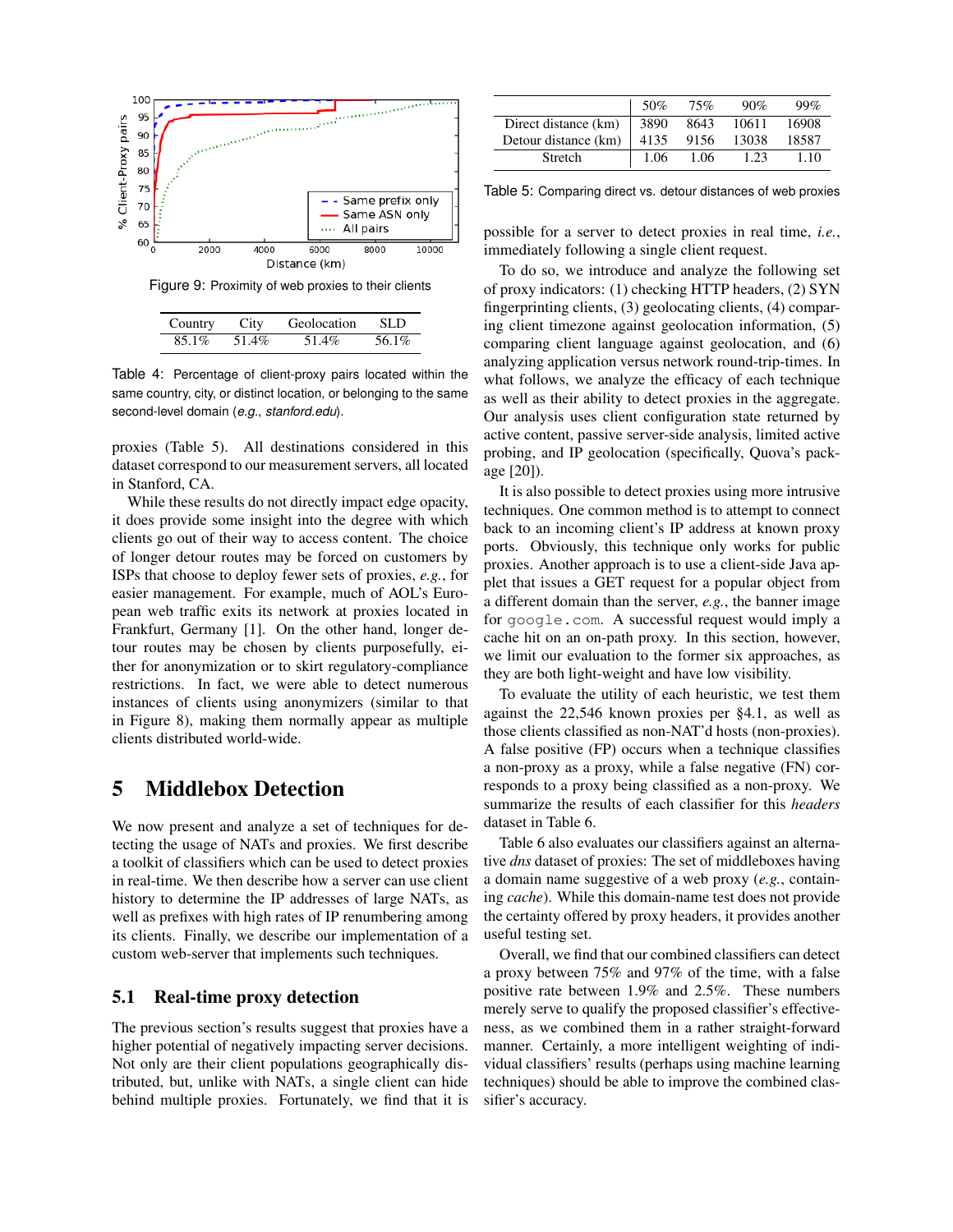Figure 9: Proximity of web proxies to their clients

| Country | City | Geolocation | SLD |
|---|---|---|---|
| 85.1% | 51.4% | 51.4% | 56.1% |

Table 4: Percentage of client-proxy pairs located within the same country, city, or distinct location, or belonging to the same second-level domain (*e.g.*, *stanford.edu*).

proxies (Table 5). All destinations considered in this dataset correspond to our measurement servers, all located in Stanford, CA.

While these results do not directly impact edge opacity, it does provide some insight into the degree with which clients go out of their way to access content. The choice of longer detour routes may be forced on customers by ISPs that choose to deploy fewer sets of proxies, *e.g.*, for easier management. For example, much of AOL's European web traffic exits its network at proxies located in Frankfurt, Germany [1]. On the other hand, longer detour routes may be chosen by clients purposefully, either for anonymization or to skirt regulatory-compliance restrictions. In fact, we were able to detect numerous instances of clients using anonymizers (similar to that in Figure 8), making them normally appear as multiple clients distributed world-wide.

# 5 Middlebox Detection

We now present and analyze a set of techniques for detecting the usage of NATs and proxies. We first describe a toolkit of classifiers which can be used to detect proxies in real-time. We then describe how a server can use client history to determine the IP addresses of large NATs, as well as prefixes with high rates of IP renumbering among its clients. Finally, we describe our implementation of a custom web-server that implements such techniques.

## 5.1 Real-time proxy detection

The previous section's results suggest that proxies have a higher potential of negatively impacting server decisions. Not only are their client populations geographically distributed, but, unlike with NATs, a single client can hide behind multiple proxies. Fortunately, we find that it is

| | 50% | 75% | 90% | 99% |
|---|---|---|---|---|
| Direct distance (km) | 3890 | 8643 | 10611 | 16908 |
| Detour distance (km) | 4135 | 9156 | 13038 | 18587 |
| Stretch | 1.06 | 1.06 | 1.23 | 1.10 |

Table 5: Comparing direct vs. detour distances of web proxies

possible for a server to detect proxies in real time, *i.e.*, immediately following a single client request.

To do so, we introduce and analyze the following set of proxy indicators: (1) checking HTTP headers, (2) SYN fingerprinting clients, (3) geolocating clients, (4) comparing client timezone against geolocation information, (5) comparing client language against geolocation, and (6) analyzing application versus network round-trip-times. In what follows, we analyze the efficacy of each technique as well as their ability to detect proxies in the aggregate. Our analysis uses client configuration state returned by active content, passive server-side analysis, limited active probing, and IP geolocation (specifically, Quova's package [20]).

It is also possible to detect proxies using more intrusive techniques. One common method is to attempt to connect back to an incoming client's IP address at known proxy ports. Obviously, this technique only works for public proxies. Another approach is to use a client-side Java applet that issues a GET request for a popular object from a different domain than the server, *e.g.*, the banner image for `google.com`. A successful request would imply a cache hit on an on-path proxy. In this section, however, we limit our evaluation to the former six approaches, as they are both light-weight and have low visibility.

To evaluate the utility of each heuristic, we test them against the 22,546 known proxies per §4.1, as well as those clients classified as non-NAT'd hosts (non-proxies). A false positive (FP) occurs when a technique classifies a non-proxy as a proxy, while a false negative (FN) corresponds to a proxy being classified as a non-proxy. We summarize the results of each classifier for this *headers* dataset in Table 6.

Table 6 also evaluates our classifiers against an alternative *dns* dataset of proxies: The set of middleboxes having a domain name suggestive of a web proxy (*e.g.*, containing *cache*). While this domain-name test does not provide the certainty offered by proxy headers, it provides another useful testing set.

Overall, we find that our combined classifiers can detect a proxy between 75% and 97% of the time, with a false positive rate between 1.9% and 2.5%. These numbers merely serve to qualify the proposed classifier's effectiveness, as we combined them in a rather straight-forward manner. Certainly, a more intelligent weighting of individual classifiers' results (perhaps using machine learning techniques) should be able to improve the combined classifier's accuracy.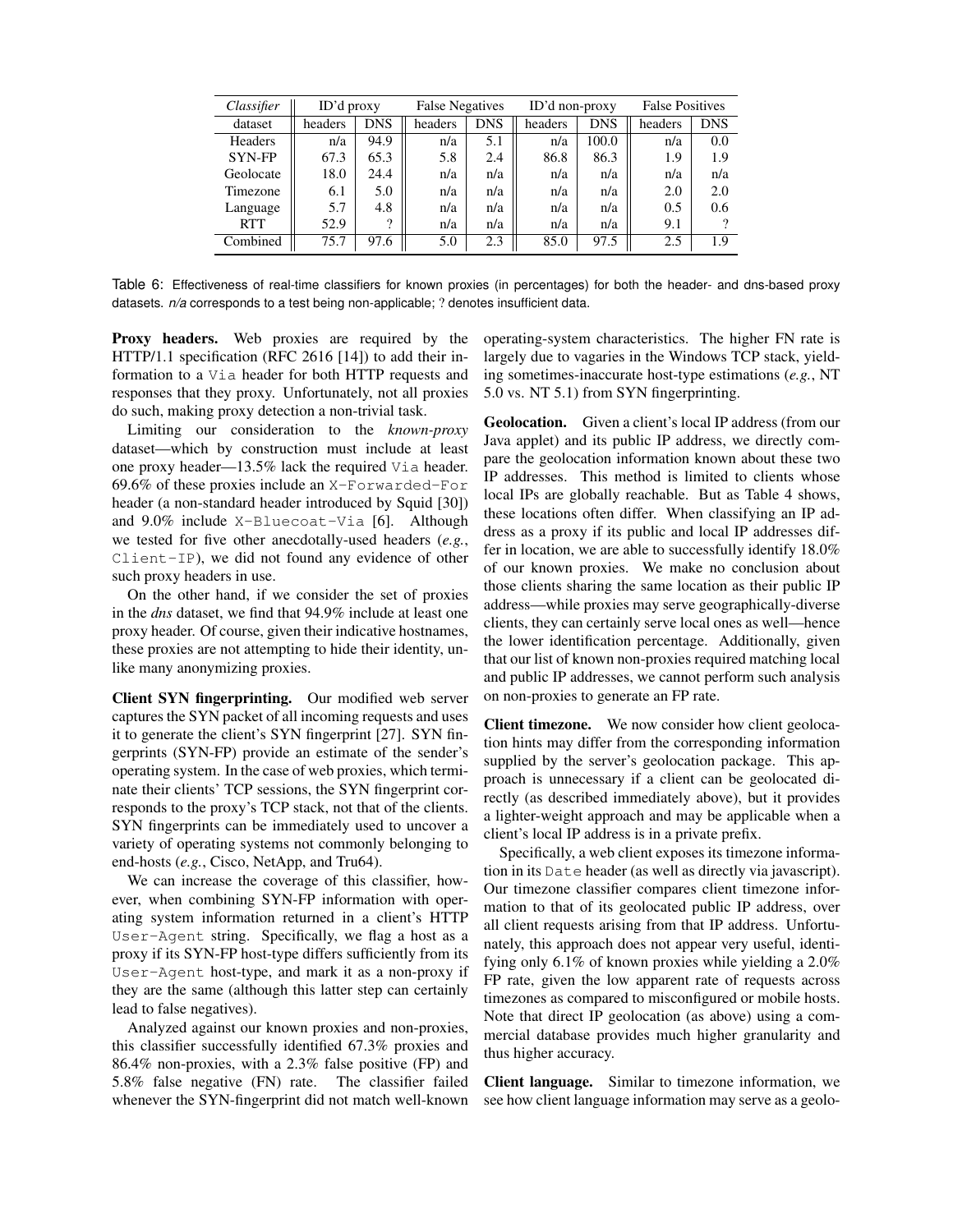| *Classifier* | ID'd proxy | | False Negatives | | ID'd non-proxy | | False Positives | |
|---|---|---|---|---|---|---|---|---|
| dataset | headers | DNS | headers | DNS | headers | DNS | headers | DNS |
| Headers | n/a | 94.9 | n/a | 5.1 | n/a | 100.0 | n/a | 0.0 |
| SYN-FP | 67.3 | 65.3 | 5.8 | 2.4 | 86.8 | 86.3 | 1.9 | 1.9 |
| Geolocate | 18.0 | 24.4 | n/a | n/a | n/a | n/a | n/a | n/a |
| Timezone | 6.1 | 5.0 | n/a | n/a | n/a | n/a | 2.0 | 2.0 |
| Language | 5.7 | 4.8 | n/a | n/a | n/a | n/a | 0.5 | 0.6 |
| RTT | 52.9 | ? | n/a | n/a | n/a | n/a | 9.1 | ? |
| Combined | 75.7 | 97.6 | 5.0 | 2.3 | 85.0 | 97.5 | 2.5 | 1.9 |

Table 6: Effectiveness of real-time classifiers for known proxies (in percentages) for both the header- and dns-based proxy datasets. *n/a* corresponds to a test being non-applicable; ? denotes insufficient data.

**Proxy headers.** Web proxies are required by the HTTP/1.1 specification (RFC 2616 [14]) to add their information to a `Via` header for both HTTP requests and responses that they proxy. Unfortunately, not all proxies do such, making proxy detection a non-trivial task.

Limiting our consideration to the *known-proxy* dataset—which by construction must include at least one proxy header—13.5% lack the required `Via` header. 69.6% of these proxies include an `X-Forwarded-For` header (a non-standard header introduced by Squid [30]) and 9.0% include `X-Bluecoat-Via` [6]. Although we tested for five other anecdotally-used headers (*e.g.*, `Client-IP`), we did not found any evidence of other such proxy headers in use.

On the other hand, if we consider the set of proxies in the *dns* dataset, we find that 94.9% include at least one proxy header. Of course, given their indicative hostnames, these proxies are not attempting to hide their identity, unlike many anonymizing proxies.

**Client SYN fingerprinting.** Our modified web server captures the SYN packet of all incoming requests and uses it to generate the client's SYN fingerprint [27]. SYN fingerprints (SYN-FP) provide an estimate of the sender's operating system. In the case of web proxies, which terminate their clients' TCP sessions, the SYN fingerprint corresponds to the proxy's TCP stack, not that of the clients. SYN fingerprints can be immediately used to uncover a variety of operating systems not commonly belonging to end-hosts (*e.g.*, Cisco, NetApp, and Tru64).

We can increase the coverage of this classifier, however, when combining SYN-FP information with operating system information returned in a client's HTTP `User-Agent` string. Specifically, we flag a host as a proxy if its SYN-FP host-type differs sufficiently from its `User-Agent` host-type, and mark it as a non-proxy if they are the same (although this latter step can certainly lead to false negatives).

Analyzed against our known proxies and non-proxies, this classifier successfully identified 67.3% proxies and 86.4% non-proxies, with a 2.3% false positive (FP) and 5.8% false negative (FN) rate. The classifier failed whenever the SYN-fingerprint did not match well-known operating-system characteristics. The higher FN rate is largely due to vagaries in the Windows TCP stack, yielding sometimes-inaccurate host-type estimations (*e.g.*, NT 5.0 vs. NT 5.1) from SYN fingerprinting.

**Geolocation.** Given a client's local IP address (from our Java applet) and its public IP address, we directly compare the geolocation information known about these two IP addresses. This method is limited to clients whose local IPs are globally reachable. But as Table 4 shows, these locations often differ. When classifying an IP address as a proxy if its public and local IP addresses differ in location, we are able to successfully identify 18.0% of our known proxies. We make no conclusion about those clients sharing the same location as their public IP address—while proxies may serve geographically-diverse clients, they can certainly serve local ones as well—hence the lower identification percentage. Additionally, given that our list of known non-proxies required matching local and public IP addresses, we cannot perform such analysis on non-proxies to generate an FP rate.

**Client timezone.** We now consider how client geolocation hints may differ from the corresponding information supplied by the server's geolocation package. This approach is unnecessary if a client can be geolocated directly (as described immediately above), but it provides a lighter-weight approach and may be applicable when a client's local IP address is in a private prefix.

Specifically, a web client exposes its timezone information in its `Date` header (as well as directly via javascript). Our timezone classifier compares client timezone information to that of its geolocated public IP address, over all client requests arising from that IP address. Unfortunately, this approach does not appear very useful, identifying only 6.1% of known proxies while yielding a 2.0% FP rate, given the low apparent rate of requests across timezones as compared to misconfigured or mobile hosts. Note that direct IP geolocation (as above) using a commercial database provides much higher granularity and thus higher accuracy.

**Client language.** Similar to timezone information, we see how client language information may serve as a geolo-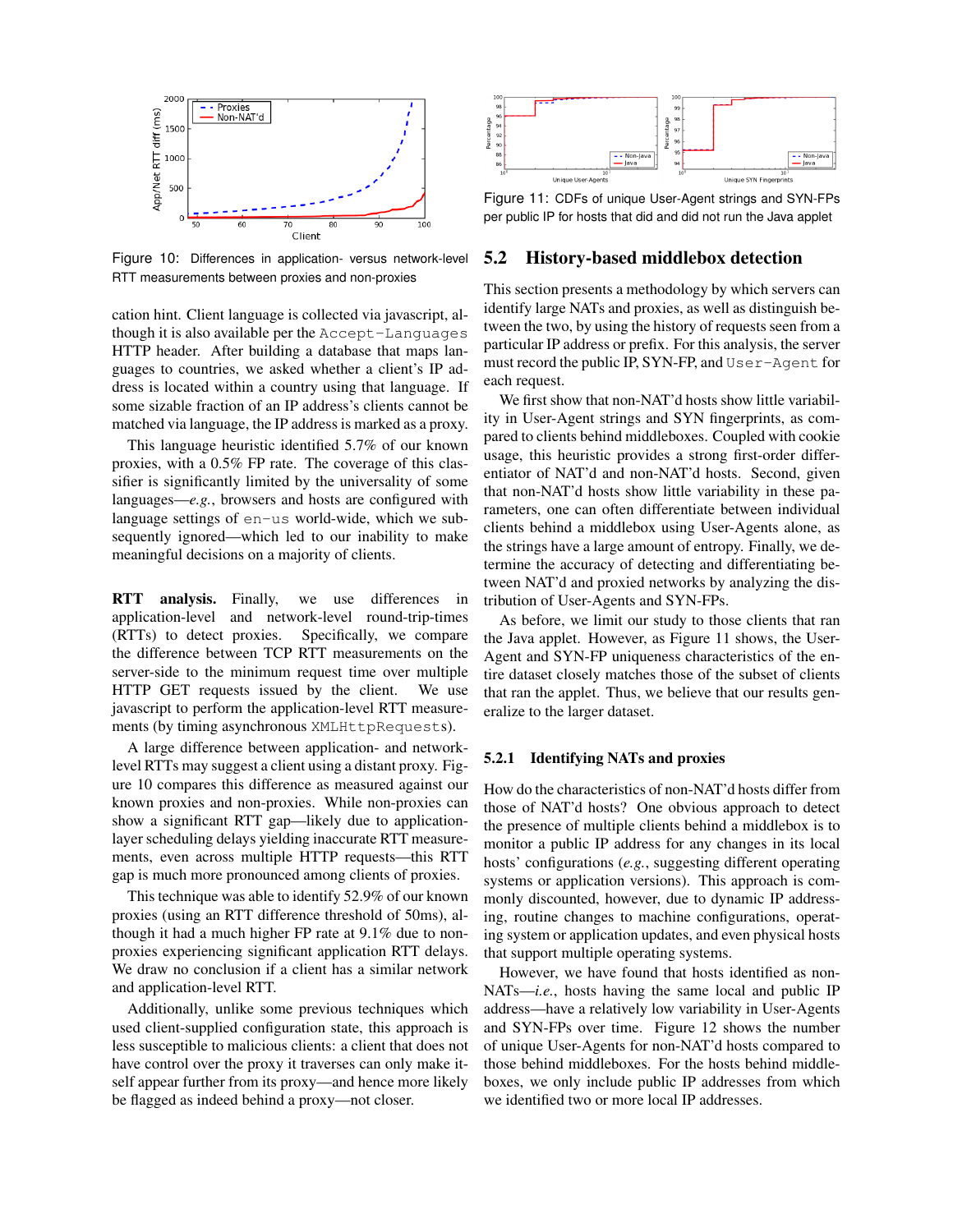Figure 10: Differences in application- versus network-level RTT measurements between proxies and non-proxies

cation hint. Client language is collected via javascript, although it is also available per the `Accept-Languages` HTTP header. After building a database that maps languages to countries, we asked whether a client's IP address is located within a country using that language. If some sizable fraction of an IP address's clients cannot be matched via language, the IP address is marked as a proxy.

This language heuristic identified 5.7% of our known proxies, with a 0.5% FP rate. The coverage of this classifier is significantly limited by the universality of some languages—*e.g.*, browsers and hosts are configured with language settings of `en-us` world-wide, which we subsequently ignored—which led to our inability to make meaningful decisions on a majority of clients.

**RTT analysis.** Finally, we use differences in application-level and network-level round-trip-times (RTTs) to detect proxies. Specifically, we compare the difference between TCP RTT measurements on the server-side to the minimum request time over multiple HTTP GET requests issued by the client. We use javascript to perform the application-level RTT measurements (by timing asynchronous `XMLHttpRequest`s).

A large difference between application- and network-level RTTs may suggest a client using a distant proxy. Figure 10 compares this difference as measured against our known proxies and non-proxies. While non-proxies can show a significant RTT gap—likely due to application-layer scheduling delays yielding inaccurate RTT measurements, even across multiple HTTP requests—this RTT gap is much more pronounced among clients of proxies.

This technique was able to identify 52.9% of our known proxies (using an RTT difference threshold of 50ms), although it had a much higher FP rate at 9.1% due to non-proxies experiencing significant application RTT delays. We draw no conclusion if a client has a similar network and application-level RTT.

Additionally, unlike some previous techniques which used client-supplied configuration state, this approach is less susceptible to malicious clients: a client that does not have control over the proxy it traverses can only make itself appear further from its proxy—and hence more likely be flagged as indeed behind a proxy—not closer.

Figure 11: CDFs of unique User-Agent strings and SYN-FPs per public IP for hosts that did and did not run the Java applet

## 5.2 History-based middlebox detection

This section presents a methodology by which servers can identify large NATs and proxies, as well as distinguish between the two, by using the history of requests seen from a particular IP address or prefix. For this analysis, the server must record the public IP, SYN-FP, and `User-Agent` for each request.

We first show that non-NAT'd hosts show little variability in User-Agent strings and SYN fingerprints, as compared to clients behind middleboxes. Coupled with cookie usage, this heuristic provides a strong first-order differentiator of NAT'd and non-NAT'd hosts. Second, given that non-NAT'd hosts show little variability in these parameters, one can often differentiate between individual clients behind a middlebox using User-Agents alone, as the strings have a large amount of entropy. Finally, we determine the accuracy of detecting and differentiating between NAT'd and proxied networks by analyzing the distribution of User-Agents and SYN-FPs.

As before, we limit our study to those clients that ran the Java applet. However, as Figure 11 shows, the User-Agent and SYN-FP uniqueness characteristics of the entire dataset closely matches those of the subset of clients that ran the applet. Thus, we believe that our results generalize to the larger dataset.

### 5.2.1 Identifying NATs and proxies

How do the characteristics of non-NAT'd hosts differ from those of NAT'd hosts? One obvious approach to detect the presence of multiple clients behind a middlebox is to monitor a public IP address for any changes in its local hosts' configurations (*e.g.*, suggesting different operating systems or application versions). This approach is commonly discounted, however, due to dynamic IP addressing, routine changes to machine configurations, operating system or application updates, and even physical hosts that support multiple operating systems.

However, we have found that hosts identified as non-NATs—*i.e.*, hosts having the same local and public IP address—have a relatively low variability in User-Agents and SYN-FPs over time. Figure 12 shows the number of unique User-Agents for non-NAT'd hosts compared to those behind middleboxes. For the hosts behind middleboxes, we only include public IP addresses from which we identified two or more local IP addresses.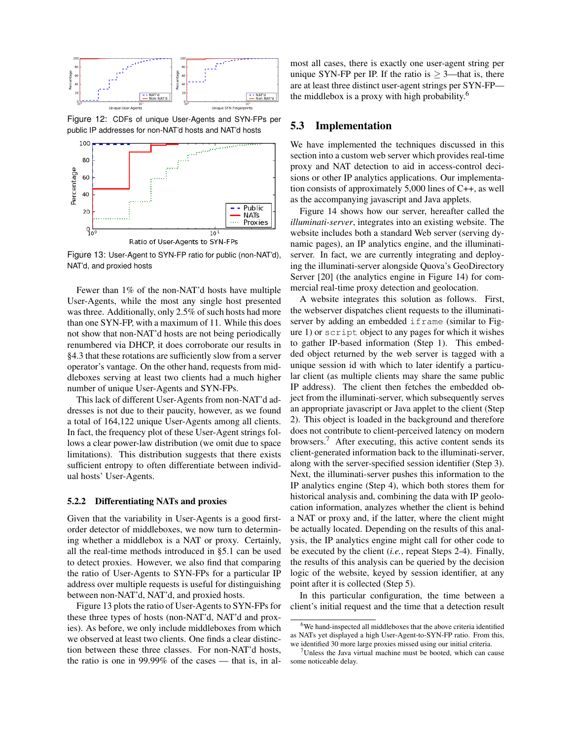Figure 12: CDFs of unique User-Agents and SYN-FPs per public IP addresses for non-NAT'd hosts and NAT'd hosts

Figure 13: User-Agent to SYN-FP ratio for public (non-NAT'd), NAT'd, and proxied hosts

Fewer than 1% of the non-NAT'd hosts have multiple User-Agents, while the most any single host presented was three. Additionally, only 2.5% of such hosts had more than one SYN-FP, with a maximum of 11. While this does not show that non-NAT'd hosts are not being periodically renumbered via DHCP, it does corroborate our results in §4.3 that these rotations are sufficiently slow from a server operator's vantage. On the other hand, requests from middleboxes serving at least two clients had a much higher number of unique User-Agents and SYN-FPs.

This lack of different User-Agents from non-NAT'd addresses is not due to their paucity, however, as we found a total of 164,122 unique User-Agents among all clients. In fact, the frequency plot of these User-Agent strings follows a clear power-law distribution (we omit due to space limitations). This distribution suggests that there exists sufficient entropy to often differentiate between individual hosts' User-Agents.

### 5.2.2 Differentiating NATs and proxies

Given that the variability in User-Agents is a good first-order detector of middleboxes, we now turn to determining whether a middlebox is a NAT or proxy. Certainly, all the real-time methods introduced in §5.1 can be used to detect proxies. However, we also find that comparing the ratio of User-Agents to SYN-FPs for a particular IP address over multiple requests is useful for distinguishing between non-NAT'd, NAT'd, and proxied hosts.

Figure 13 plots the ratio of User-Agents to SYN-FPs for these three types of hosts (non-NAT'd, NAT'd and proxies). As before, we only include middleboxes from which we observed at least two clients. One finds a clear distinction between these three classes. For non-NAT'd hosts, the ratio is one in 99.99% of the cases — that is, in almost all cases, there is exactly one user-agent string per unique SYN-FP per IP. If the ratio is $\geq 3$—that is, there are at least three distinct user-agent strings per SYN-FP—the middlebox is a proxy with high probability.[6]

## 5.3 Implementation

We have implemented the techniques discussed in this section into a custom web server which provides real-time proxy and NAT detection to aid in access-control decisions or other IP analytics applications. Our implementation consists of approximately 5,000 lines of C++, as well as the accompanying javascript and Java applets.

Figure 14 shows how our server, hereafter called the *illuminati-server*, integrates into an existing website. The website includes both a standard Web server (serving dynamic pages), an IP analytics engine, and the illuminati-server. In fact, we are currently integrating and deploying the illuminati-server alongside Quova's GeoDirectory Server [20] (the analytics engine in Figure 14) for commercial real-time proxy detection and geolocation.

A website integrates this solution as follows. First, the webserver dispatches client requests to the illuminati-server by adding an embedded `iframe` (similar to Figure 1) or `script` object to any pages for which it wishes to gather IP-based information (Step 1). This embedded object returned by the web server is tagged with a unique session id with which to later identify a particular client (as multiple clients may share the same public IP address). The client then fetches the embedded object from the illuminati-server, which subsequently serves an appropriate javascript or Java applet to the client (Step 2). This object is loaded in the background and therefore does not contribute to client-perceived latency on modern browsers.[7] After executing, this active content sends its client-generated information back to the illuminati-server, along with the server-specified session identifier (Step 3). Next, the illuminati-server pushes this information to the IP analytics engine (Step 4), which both stores them for historical analysis and, combining the data with IP geolocation information, analyzes whether the client is behind a NAT or proxy and, if the latter, where the client might be actually located. Depending on the results of this analysis, the IP analytics engine might call for other code to be executed by the client (*i.e.*, repeat Steps 2-4). Finally, the results of this analysis can be queried by the decision logic of the website, keyed by session identifier, at any point after it is collected (Step 5).

In this particular configuration, the time between a client's initial request and the time that a detection result

[6] We hand-inspected all middleboxes that the above criteria identified as NATs yet displayed a high User-Agent-to-SYN-FP ratio. From this, we identified 30 more large proxies missed using our initial criteria.

[7] Unless the Java virtual machine must be booted, which can cause some noticeable delay.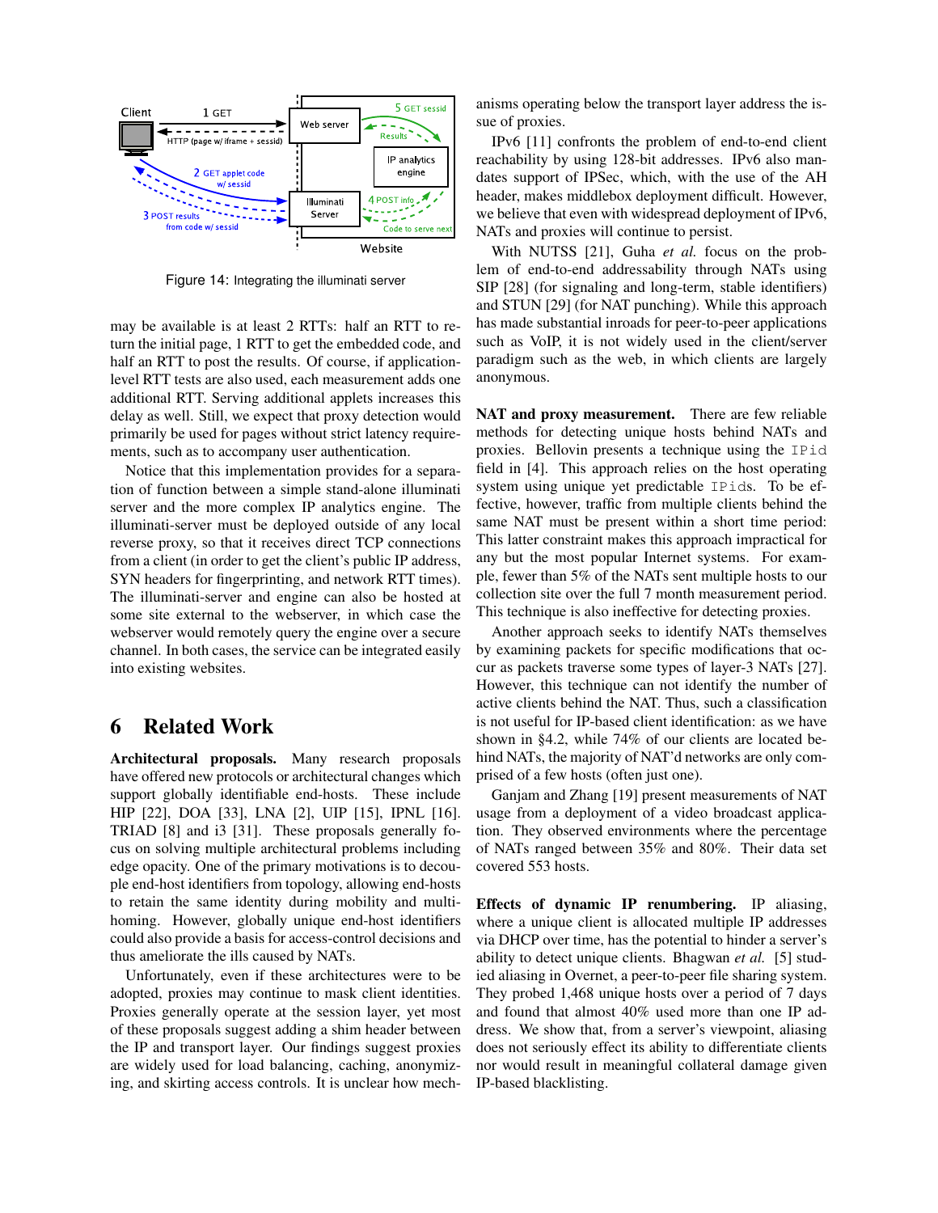Figure 14: Integrating the illuminati server

may be available is at least 2 RTTs: half an RTT to return the initial page, 1 RTT to get the embedded code, and half an RTT to post the results. Of course, if application-level RTT tests are also used, each measurement adds one additional RTT. Serving additional applets increases this delay as well. Still, we expect that proxy detection would primarily be used for pages without strict latency requirements, such as to accompany user authentication.

Notice that this implementation provides for a separation of function between a simple stand-alone illuminati server and the more complex IP analytics engine. The illuminati-server must be deployed outside of any local reverse proxy, so that it receives direct TCP connections from a client (in order to get the client's public IP address, SYN headers for fingerprinting, and network RTT times). The illuminati-server and engine can also be hosted at some site external to the webserver, in which case the webserver would remotely query the engine over a secure channel. In both cases, the service can be integrated easily into existing websites.

## 6 Related Work

**Architectural proposals.** Many research proposals have offered new protocols or architectural changes which support globally identifiable end-hosts. These include HIP [22], DOA [33], LNA [2], UIP [15], IPNL [16]. TRIAD [8] and i3 [31]. These proposals generally focus on solving multiple architectural problems including edge opacity. One of the primary motivations is to decouple end-host identifiers from topology, allowing end-hosts to retain the same identity during mobility and multihoming. However, globally unique end-host identifiers could also provide a basis for access-control decisions and thus ameliorate the ills caused by NATs.

Unfortunately, even if these architectures were to be adopted, proxies may continue to mask client identities. Proxies generally operate at the session layer, yet most of these proposals suggest adding a shim header between the IP and transport layer. Our findings suggest proxies are widely used for load balancing, caching, anonymizing, and skirting access controls. It is unclear how mechanisms operating below the transport layer address the issue of proxies.

IPv6 [11] confronts the problem of end-to-end client reachability by using 128-bit addresses. IPv6 also mandates support of IPSec, which, with the use of the AH header, makes middlebox deployment difficult. However, we believe that even with widespread deployment of IPv6, NATs and proxies will continue to persist.

With NUTSS [21], Guha *et al.* focus on the problem of end-to-end addressability through NATs using SIP [28] (for signaling and long-term, stable identifiers) and STUN [29] (for NAT punching). While this approach has made substantial inroads for peer-to-peer applications such as VoIP, it is not widely used in the client/server paradigm such as the web, in which clients are largely anonymous.

**NAT and proxy measurement.** There are few reliable methods for detecting unique hosts behind NATs and proxies. Bellovin presents a technique using the `IPid` field in [4]. This approach relies on the host operating system using unique yet predictable `IPids`. To be effective, however, traffic from multiple clients behind the same NAT must be present within a short time period: This latter constraint makes this approach impractical for any but the most popular Internet systems. For example, fewer than 5% of the NATs sent multiple hosts to our collection site over the full 7 month measurement period. This technique is also ineffective for detecting proxies.

Another approach seeks to identify NATs themselves by examining packets for specific modifications that occur as packets traverse some types of layer-3 NATs [27]. However, this technique can not identify the number of active clients behind the NAT. Thus, such a classification is not useful for IP-based client identification: as we have shown in §4.2, while 74% of our clients are located behind NATs, the majority of NAT'd networks are only comprised of a few hosts (often just one).

Ganjam and Zhang [19] present measurements of NAT usage from a deployment of a video broadcast application. They observed environments where the percentage of NATs ranged between 35% and 80%. Their data set covered 553 hosts.

**Effects of dynamic IP renumbering.** IP aliasing, where a unique client is allocated multiple IP addresses via DHCP over time, has the potential to hinder a server's ability to detect unique clients. Bhagwan *et al.* [5] studied aliasing in Overnet, a peer-to-peer file sharing system. They probed 1,468 unique hosts over a period of 7 days and found that almost 40% used more than one IP address. We show that, from a server's viewpoint, aliasing does not seriously effect its ability to differentiate clients nor would result in meaningful collateral damage given IP-based blacklisting.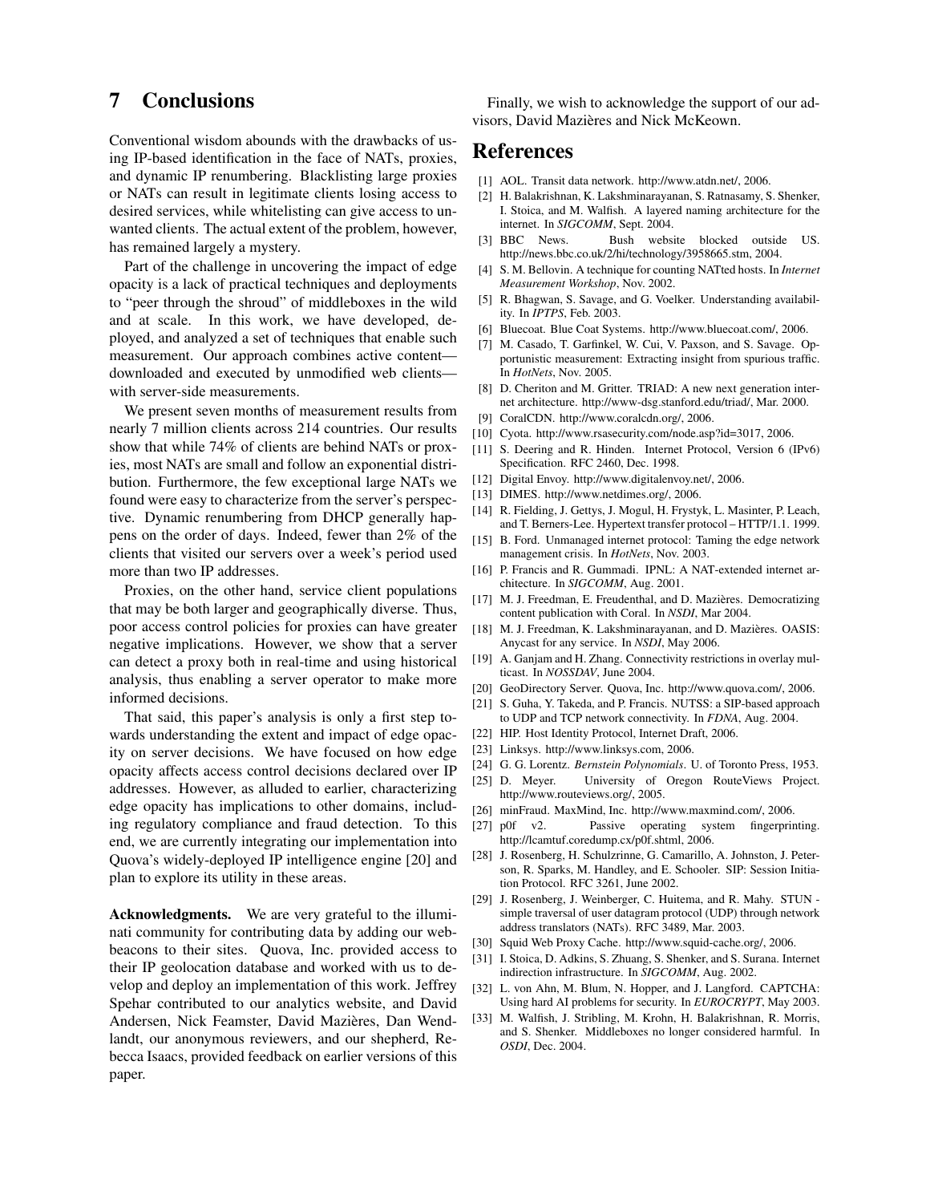# 7 Conclusions

Conventional wisdom abounds with the drawbacks of using IP-based identification in the face of NATs, proxies, and dynamic IP renumbering. Blacklisting large proxies or NATs can result in legitimate clients losing access to desired services, while whitelisting can give access to unwanted clients. The actual extent of the problem, however, has remained largely a mystery.

Part of the challenge in uncovering the impact of edge opacity is a lack of practical techniques and deployments to "peer through the shroud" of middleboxes in the wild and at scale. In this work, we have developed, deployed, and analyzed a set of techniques that enable such measurement. Our approach combines active content—downloaded and executed by unmodified web clients—with server-side measurements.

We present seven months of measurement results from nearly 7 million clients across 214 countries. Our results show that while 74% of clients are behind NATs or proxies, most NATs are small and follow an exponential distribution. Furthermore, the few exceptional large NATs we found were easy to characterize from the server's perspective. Dynamic renumbering from DHCP generally happens on the order of days. Indeed, fewer than 2% of the clients that visited our servers over a week's period used more than two IP addresses.

Proxies, on the other hand, service client populations that may be both larger and geographically diverse. Thus, poor access control policies for proxies can have greater negative implications. However, we show that a server can detect a proxy both in real-time and using historical analysis, thus enabling a server operator to make more informed decisions.

That said, this paper's analysis is only a first step towards understanding the extent and impact of edge opacity on server decisions. We have focused on how edge opacity affects access control decisions declared over IP addresses. However, as alluded to earlier, characterizing edge opacity has implications to other domains, including regulatory compliance and fraud detection. To this end, we are currently integrating our implementation into Quova's widely-deployed IP intelligence engine [20] and plan to explore its utility in these areas.

**Acknowledgments.** We are very grateful to the illuminati community for contributing data by adding our webbeacons to their sites. Quova, Inc. provided access to their IP geolocation database and worked with us to develop and deploy an implementation of this work. Jeffrey Spehar contributed to our analytics website, and David Andersen, Nick Feamster, David Mazières, Dan Wendlandt, our anonymous reviewers, and our shepherd, Rebecca Isaacs, provided feedback on earlier versions of this paper.

Finally, we wish to acknowledge the support of our advisors, David Mazières and Nick McKeown.

# References

[1] AOL. Transit data network. http://www.atdn.net/, 2006.

[2] H. Balakrishnan, K. Lakshminarayanan, S. Ratnasamy, S. Shenker, I. Stoica, and M. Walfish. A layered naming architecture for the internet. In *SIGCOMM*, Sept. 2004.

[3] BBC News. Bush website blocked outside US. http://news.bbc.co.uk/2/hi/technology/3958665.stm, 2004.

[4] S. M. Bellovin. A technique for counting NATted hosts. In *Internet Measurement Workshop*, Nov. 2002.

[5] R. Bhagwan, S. Savage, and G. Voelker. Understanding availability. In *IPTPS*, Feb. 2003.

[6] Bluecoat. Blue Coat Systems. http://www.bluecoat.com/, 2006.

[7] M. Casado, T. Garfinkel, W. Cui, V. Paxson, and S. Savage. Opportunistic measurement: Extracting insight from spurious traffic. In *HotNets*, Nov. 2005.

[8] D. Cheriton and M. Gritter. TRIAD: A new next generation internet architecture. http://www-dsg.stanford.edu/triad/, Mar. 2000.

[9] CoralCDN. http://www.coralcdn.org/, 2006.

[10] Cyota. http://www.rsasecurity.com/node.asp?id=3017, 2006.

[11] S. Deering and R. Hinden. Internet Protocol, Version 6 (IPv6) Specification. RFC 2460, Dec. 1998.

[12] Digital Envoy. http://www.digitalenvoy.net/, 2006.

[13] DIMES. http://www.netdimes.org/, 2006.

[14] R. Fielding, J. Gettys, J. Mogul, H. Frystyk, L. Masinter, P. Leach, and T. Berners-Lee. Hypertext transfer protocol – HTTP/1.1. 1999.

[15] B. Ford. Unmanaged internet protocol: Taming the edge network management crisis. In *HotNets*, Nov. 2003.

[16] P. Francis and R. Gummadi. IPNL: A NAT-extended internet architecture. In *SIGCOMM*, Aug. 2001.

[17] M. J. Freedman, E. Freudenthal, and D. Mazières. Democratizing content publication with Coral. In *NSDI*, Mar 2004.

[18] M. J. Freedman, K. Lakshminarayanan, and D. Mazières. OASIS: Anycast for any service. In *NSDI*, May 2006.

[19] A. Ganjam and H. Zhang. Connectivity restrictions in overlay multicast. In *NOSSDAV*, June 2004.

[20] GeoDirectory Server. Quova, Inc. http://www.quova.com/, 2006.

[21] S. Guha, Y. Takeda, and P. Francis. NUTSS: a SIP-based approach to UDP and TCP network connectivity. In *FDNA*, Aug. 2004.

[22] HIP. Host Identity Protocol, Internet Draft, 2006.

[23] Linksys. http://www.linksys.com, 2006.

[24] G. G. Lorentz. *Bernstein Polynomials*. U. of Toronto Press, 1953.

[25] D. Meyer. University of Oregon RouteViews Project. http://www.routeviews.org/, 2005.

[26] minFraud. MaxMind, Inc. http://www.maxmind.com/, 2006.

[27] p0f v2. Passive operating system fingerprinting. http://lcamtuf.coredump.cx/p0f.shtml, 2006.

[28] J. Rosenberg, H. Schulzrinne, G. Camarillo, A. Johnston, J. Peterson, R. Sparks, M. Handley, and E. Schooler. SIP: Session Initiation Protocol. RFC 3261, June 2002.

[29] J. Rosenberg, J. Weinberger, C. Huitema, and R. Mahy. STUN - simple traversal of user datagram protocol (UDP) through network address translators (NATs). RFC 3489, Mar. 2003.

[30] Squid Web Proxy Cache. http://www.squid-cache.org/, 2006.

[31] I. Stoica, D. Adkins, S. Zhuang, S. Shenker, and S. Surana. Internet indirection infrastructure. In *SIGCOMM*, Aug. 2002.

[32] L. von Ahn, M. Blum, N. Hopper, and J. Langford. CAPTCHA: Using hard AI problems for security. In *EUROCRYPT*, May 2003.

[33] M. Walfish, J. Stribling, M. Krohn, H. Balakrishnan, R. Morris, and S. Shenker. Middleboxes no longer considered harmful. In *OSDI*, Dec. 2004.